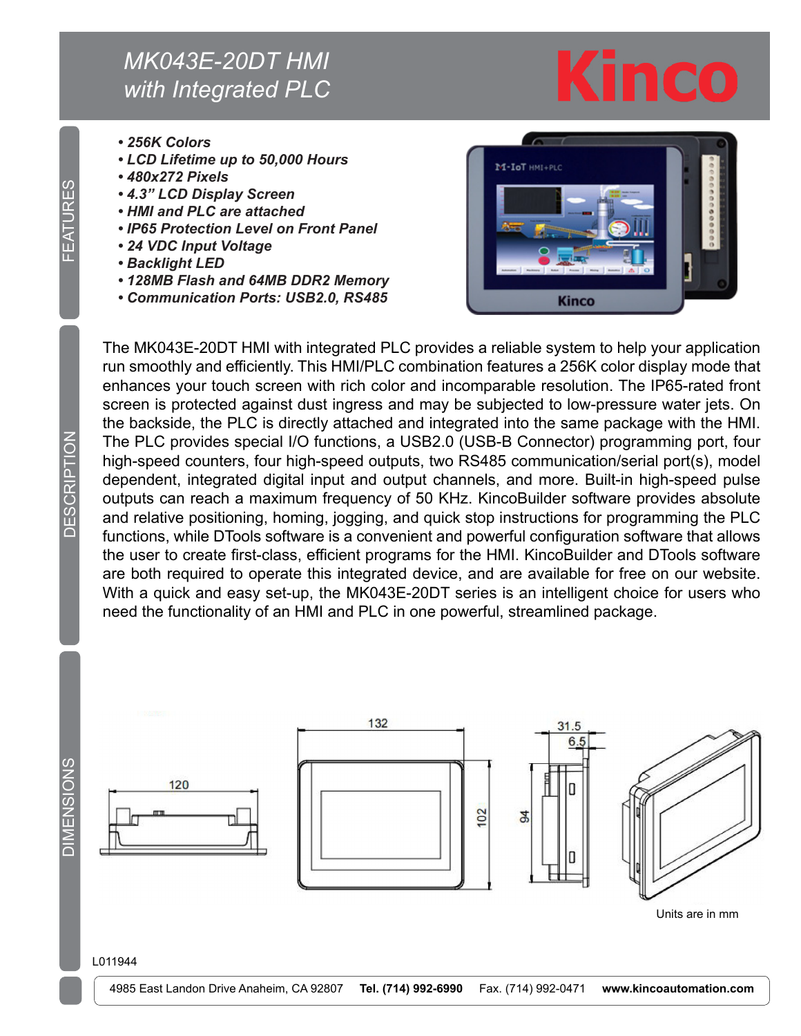# MK043E-20DT HMI with Integrated PLC

Kinco

## FEATURES

- *256K Colors*
- *LCD Lifetime up to 50,000 Hours*
- *480x272 Pixels*
- *4.3" LCD Display Screen*
- *HMI and PLC are attached*
- *IP65 Protection Level on Front Panel*
- *24 VDC Input Voltage*
- *Backlight LED*
- *128MB Flash and 64MB DDR2 Memory*
- *Communication Ports: USB2.0, RS485*

## DESCRIPTION

The MK043E-20DT HMI with integrated PLC provides a reliable system to help your application run smoothly and efficiently. This HMI/PLC combination features a 256K color display mode that enhances your touch screen with rich color and incomparable resolution. The IP65-rated front screen is protected against dust ingress and may be subjected to low-pressure water jets. On the backside, the PLC is directly attached and integrated into the same package with the HMI. The PLC provides special I/O functions, a USB2.0 (USB-B Connector) programming port, four high-speed counters, four high-speed outputs, two RS485 communication/serial port(s), model dependent, integrated digital input and output channels, and more. Built-in high-speed pulse outputs can reach a maximum frequency of 50 KHz. KincoBuilder software provides absolute and relative positioning, homing, jogging, and quick stop instructions for programming the PLC functions, while DTools software is a convenient and powerful configuration software that allows the user to create first-class, efficient programs for the HMI. KincoBuilder and DTools software are both required to operate this integrated device, and are available for free on our website. With a quick and easy set-up, the MK043E-20DT series is an intelligent choice for users who need the functionality of an HMI and PLC in one powerful, streamlined package.

## DIMENSIONS

120

132

102

94

31.5

6.5

Units are in mm

L011944

4985 East Landon Drive Anaheim, CA 92807 **Tel. (714) 992-6990** Fax. (714) 992-0471 **www.kincoautomation.com**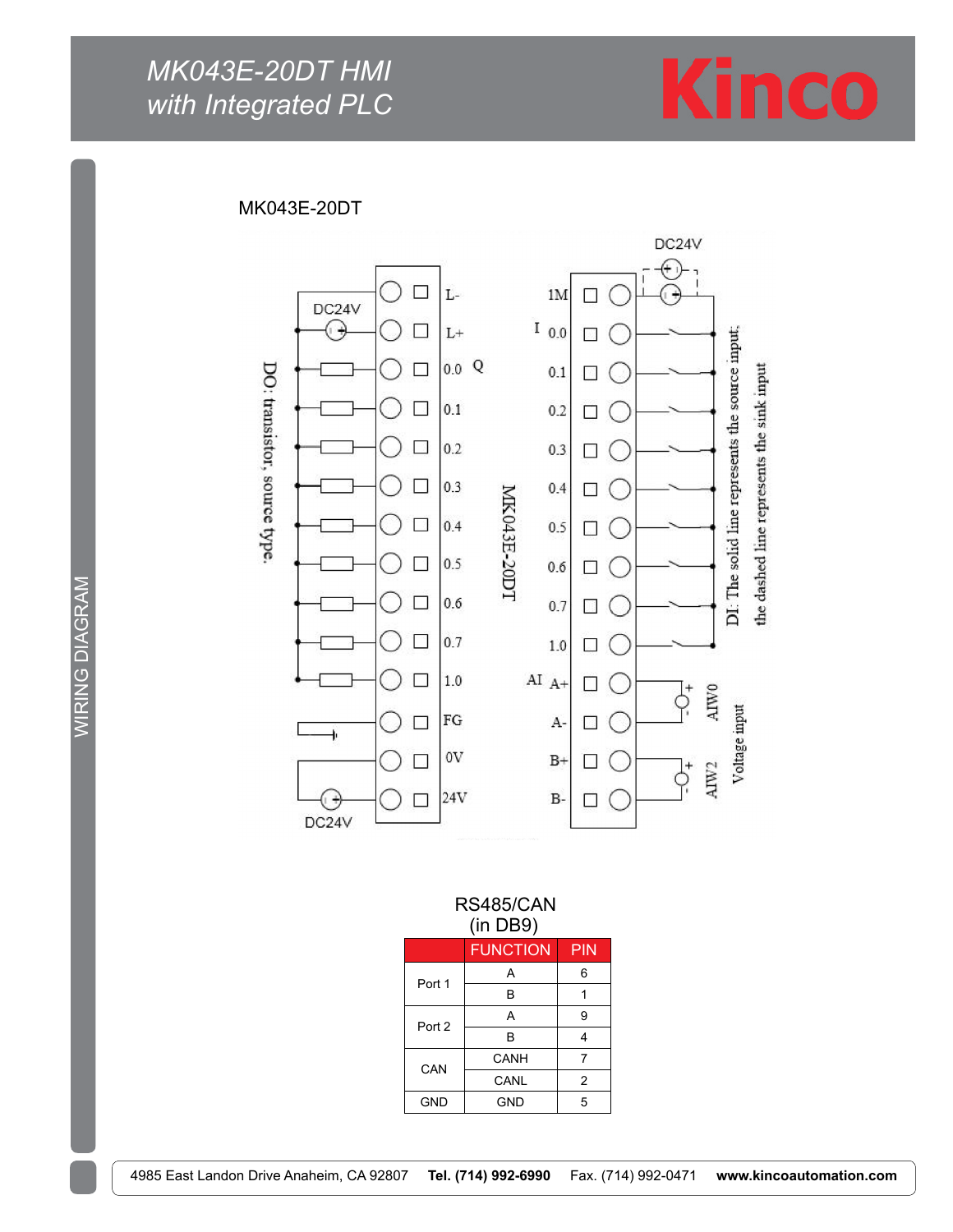MK043E-20DT

L-
L+
0.0 Q
0.1
0.2
0.3
0.4
0.5
0.6
0.7
1.0
FG
0V
24V

DC24V

DC24V

DO: transistor, source type.

MK043E-20DT

DC24V

1M
I 0.0
0.1
0.2
0.3
0.4
0.5
0.6
0.7
1.0
AI A+
A-
B+
B-

AIW0
AIW2
Voltage input

DI: The solid line represents the source input; the dashed line represents the sink input

RS485/CAN
(in DB9)

| | FUNCTION | PIN |
|---|---|---|
| Port 1 | A | 6 |
| | B | 1 |
| Port 2 | A | 9 |
| | B | 4 |
| CAN | CANH | 7 |
| | CANL | 2 |
| GND | GND | 5 |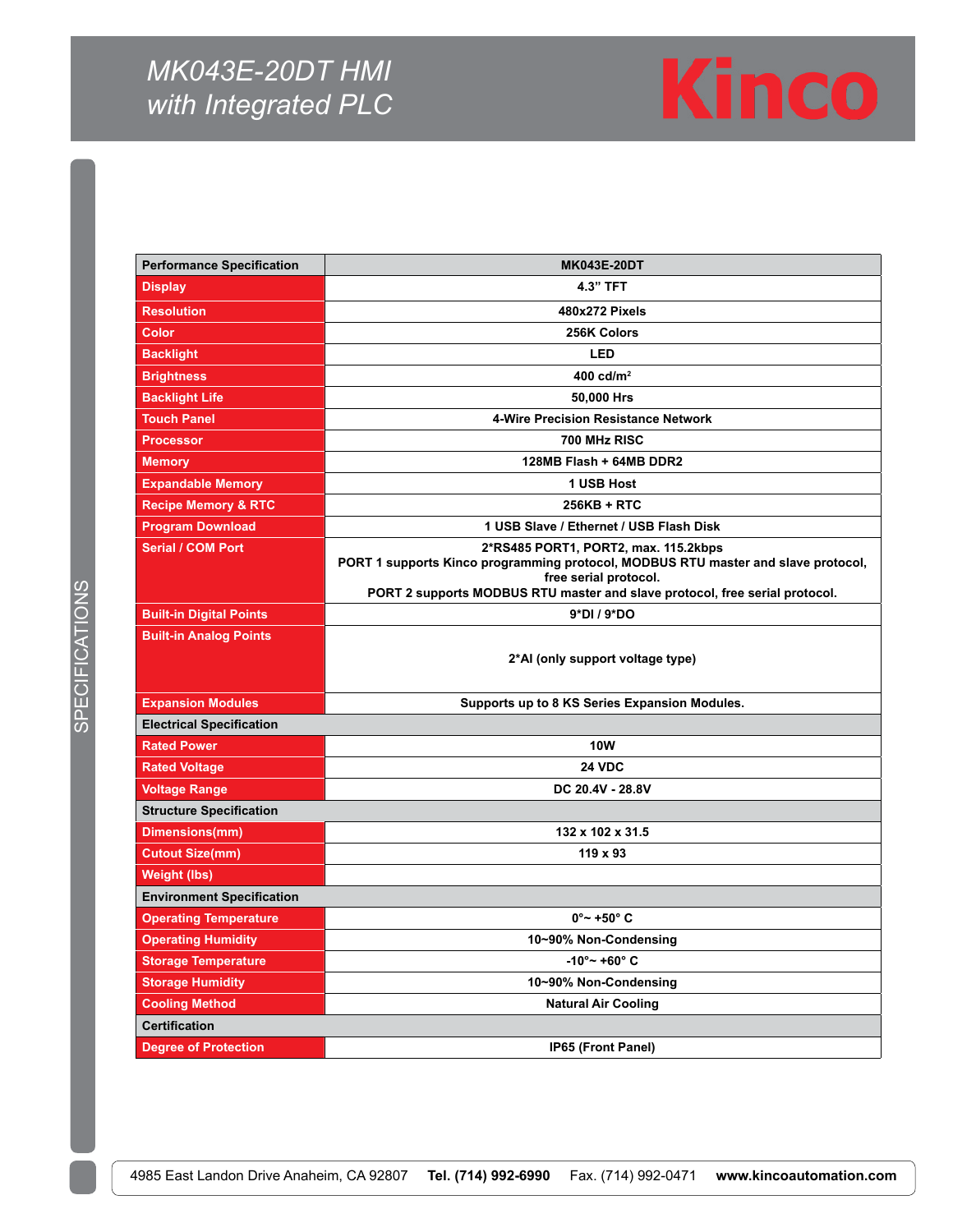# MK043E-20DT HMI with Integrated PLC

Kinco

SPECIFICATIONS

| Performance Specification | MK043E-20DT |
| --- | --- |
| Display | 4.3” TFT |
| Resolution | 480x272 Pixels |
| Color | 256K Colors |
| Backlight | LED |
| Brightness | 400 cd/m² |
| Backlight Life | 50,000 Hrs |
| Touch Panel | 4-Wire Precision Resistance Network |
| Processor | 700 MHz RISC |
| Memory | 128MB Flash + 64MB DDR2 |
| Expandable Memory | 1 USB Host |
| Recipe Memory & RTC | 256KB + RTC |
| Program Download | 1 USB Slave / Ethernet / USB Flash Disk |
| Serial / COM Port | 2*RS485 PORT1, PORT2, max. 115.2kbps<br>PORT 1 supports Kinco programming protocol, MODBUS RTU master and slave protocol, free serial protocol.<br>PORT 2 supports MODBUS RTU master and slave protocol, free serial protocol. |
| Built-in Digital Points | 9*DI / 9*DO |
| Built-in Analog Points | 2*AI (only support voltage type) |
| Expansion Modules | Supports up to 8 KS Series Expansion Modules. |
| **Electrical Specification** | |
| Rated Power | 10W |
| Rated Voltage | 24 VDC |
| Voltage Range | DC 20.4V - 28.8V |
| **Structure Specification** | |
| Dimensions(mm) | 132 x 102 x 31.5 |
| Cutout Size(mm) | 119 x 93 |
| Weight (lbs) | |
| **Environment Specification** | |
| Operating Temperature | 0°~ +50° C |
| Operating Humidity | 10~90% Non-Condensing |
| Storage Temperature | -10°~ +60° C |
| Storage Humidity | 10~90% Non-Condensing |
| Cooling Method | Natural Air Cooling |
| **Certification** | |
| Degree of Protection | IP65 (Front Panel) |

4985 East Landon Drive Anaheim, CA 92807 **Tel. (714) 992-6990** Fax. (714) 992-0471 **www.kincoautomation.com**